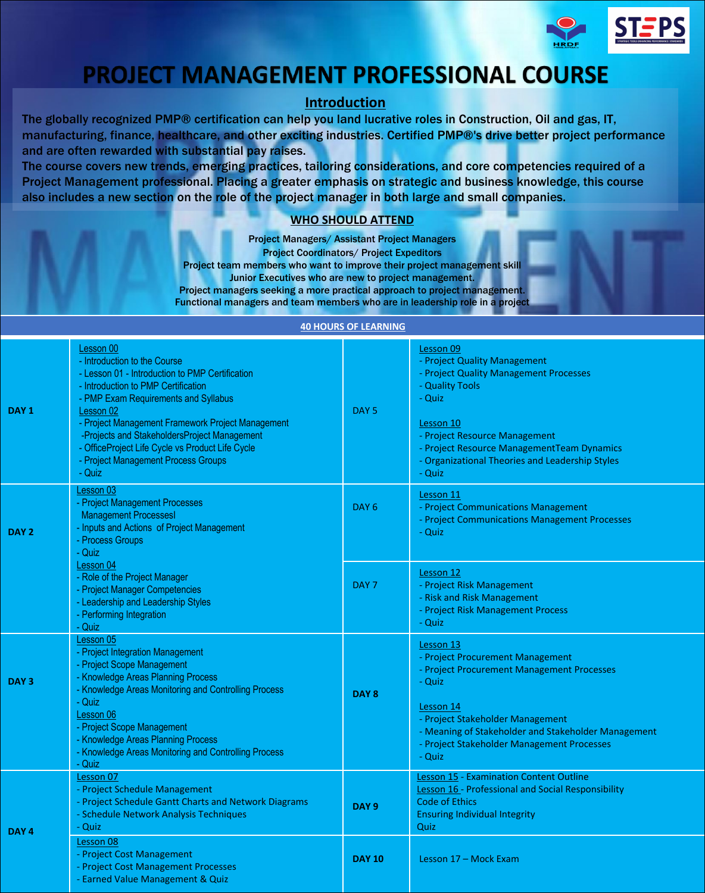# PROJECT MANAGEMENT PROFESSIONAL COURSE

## Introduction

The globally recognized PMP® certification can help you land lucrative roles in Construction, Oil and gas, IT, manufacturing, finance, healthcare, and other exciting industries. Certified PMP®'s drive better project performance and are often rewarded with substantial pay raises.

The course covers new trends, emerging practices, tailoring considerations, and core competencies required of a Project Management professional. Placing a greater emphasis on strategic and business knowledge, this course also includes a new section on the role of the project manager in both large and small companies.

## WHO SHOULD ATTEND

Project Managers/ Assistant Project Managers
Project Coordinators/ Project Expeditors
Project team members who want to improve their project management skill
Junior Executives who are new to project management.
Project managers seeking a more practical approach to project management.
Functional managers and team members who are in leadership role in a project

## 40 HOURS OF LEARNING

| Day | Content | Day | Content |
|---|---|---|---|
| **DAY 1** | Lesson 00<br>- Introduction to the Course<br>- Lesson 01 - Introduction to PMP Certification<br>- Introduction to PMP Certification<br>- PMP Exam Requirements and Syllabus<br>Lesson 02<br>- Project Management Framework Project Management<br>-Projects and StakeholdersProject Management<br>- OfficeProject Life Cycle vs Product Life Cycle<br>- Project Management Process Groups<br>- Quiz | DAY 5 | Lesson 09<br>- Project Quality Management<br>- Project Quality Management Processes<br>- Quality Tools<br>- Quiz<br><br>Lesson 10<br>- Project Resource Management<br>- Project Resource ManagementTeam Dynamics<br>- Organizational Theories and Leadership Styles<br>- Quiz |
| **DAY 2** | Lesson 03<br>- Project Management Processes<br>Management Processesl<br>- Inputs and Actions of Project Management<br>- Process Groups<br>- Quiz<br>Lesson 04<br>- Role of the Project Manager<br>- Project Manager Competencies<br>- Leadership and Leadership Styles<br>- Performing Integration<br>- Quiz | DAY 6 | Lesson 11<br>- Project Communications Management<br>- Project Communications Management Processes<br>- Quiz |
| | | DAY 7 | Lesson 12<br>- Project Risk Management<br>- Risk and Risk Management<br>- Project Risk Management Process<br>- Quiz |
| **DAY 3** | Lesson 05<br>- Project Integration Management<br>- Project Scope Management<br>- Knowledge Areas Planning Process<br>- Knowledge Areas Monitoring and Controlling Process<br>- Quiz<br>Lesson 06<br>- Project Scope Management<br>- Knowledge Areas Planning Process<br>- Knowledge Areas Monitoring and Controlling Process<br>- Quiz | **DAY 8** | Lesson 13<br>- Project Procurement Management<br>- Project Procurement Management Processes<br>- Quiz<br><br>Lesson 14<br>- Project Stakeholder Management<br>- Meaning of Stakeholder and Stakeholder Management<br>- Project Stakeholder Management Processes<br>- Quiz |
| **DAY 4** | Lesson 07<br>- Project Schedule Management<br>- Project Schedule Gantt Charts and Network Diagrams<br>- Schedule Network Analysis Techniques<br>- Quiz | **DAY 9** | Lesson 15 - Examination Content Outline<br>Lesson 16 - Professional and Social Responsibility<br>Code of Ethics<br>Ensuring Individual Integrity<br>Quiz |
| | Lesson 08<br>- Project Cost Management<br>- Project Cost Management Processes<br>- Earned Value Management & Quiz | **DAY 10** | Lesson 17 – Mock Exam |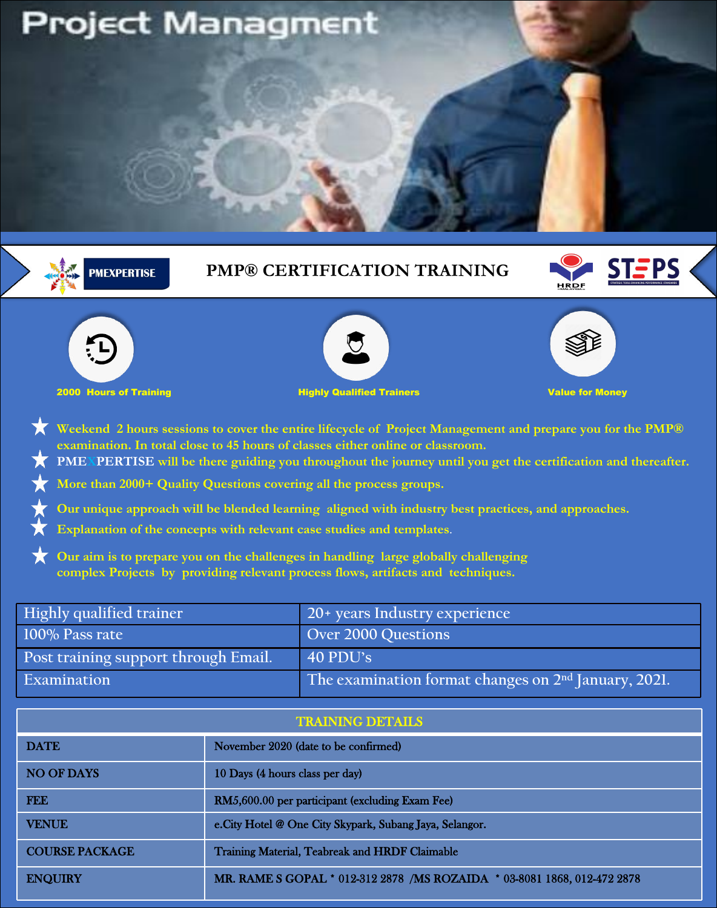# Project Managment

PMEXPERTISE

## PMP® CERTIFICATION TRAINING

HRDF

STEPS

**2000 Hours of Training**

**Highly Qualified Trainers**

**Value for Money**

- Weekend 2 hours sessions to cover the entire lifecycle of Project Management and prepare you for the PMP® examination. In total close to 45 hours of classes either online or classroom.
- **PMEXPERTISE** will be there guiding you throughout the journey until you get the certification and thereafter.
- More than 2000+ Quality Questions covering all the process groups.
- Our unique approach will be blended learning aligned with industry best practices, and approaches.
- Explanation of the concepts with relevant case studies and templates.
- Our aim is to prepare you on the challenges in handling large globally challenging complex Projects by providing relevant process flows, artifacts and techniques.

| | |
|---|---|
| Highly qualified trainer | 20+ years Industry experience |
| 100% Pass rate | Over 2000 Questions |
| Post training support through Email. | 40 PDU's |
| Examination | The examination format changes on 2nd January, 2021. |

| TRAINING DETAILS | |
|---|---|
| DATE | November 2020 (date to be confirmed) |
| NO OF DAYS | 10 Days (4 hours class per day) |
| FEE | RM5,600.00 per participant (excluding Exam Fee) |
| VENUE | e.City Hotel @ One City Skypark, Subang Jaya, Selangor. |
| COURSE PACKAGE | Training Material, Teabreak and HRDF Claimable |
| ENQUIRY | MR. RAME S GOPAL * 012-312 2878 /MS ROZAIDA * 03-8081 1868, 012-472 2878 |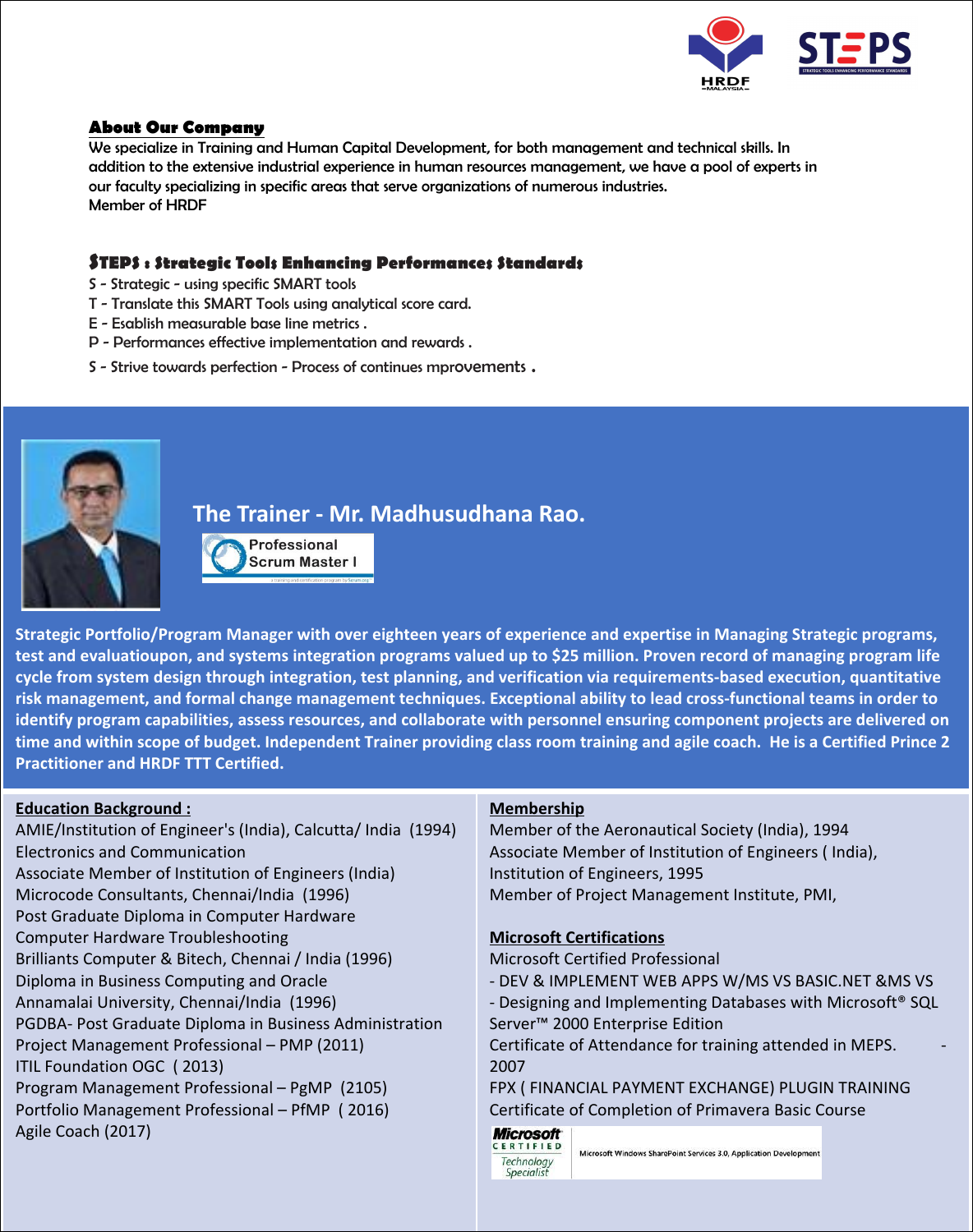## About Our Company

We specialize in Training and Human Capital Development, for both management and technical skills. In addition to the extensive industrial experience in human resources management, we have a pool of experts in our faculty specializing in specific areas that serve organizations of numerous industries.
Member of HRDF

## STEPS : Strategic Tools Enhancing Performances Standards

S - Strategic - using specific SMART tools
T - Translate this SMART Tools using analytical score card.
E - Esablish measurable base line metrics .
P - Performances effective implementation and rewards .
S - Strive towards perfection - Process of continues mprovements .

## The Trainer - Mr. Madhusudhana Rao.

Professional Scrum Master I

**Strategic Portfolio/Program Manager with over eighteen years of experience and expertise in Managing Strategic programs, test and evaluatioupon, and systems integration programs valued up to $25 million. Proven record of managing program life cycle from system design through integration, test planning, and verification via requirements-based execution, quantitative risk management, and formal change management techniques. Exceptional ability to lead cross-functional teams in order to identify program capabilities, assess resources, and collaborate with personnel ensuring component projects are delivered on time and within scope of budget. Independent Trainer providing class room training and agile coach. He is a Certified Prince 2 Practitioner and HRDF TTT Certified.**

### Education Background :

AMIE/Institution of Engineer's (India), Calcutta/ India (1994)
Electronics and Communication
Associate Member of Institution of Engineers (India)
Microcode Consultants, Chennai/India (1996)
Post Graduate Diploma in Computer Hardware
Computer Hardware Troubleshooting
Brilliants Computer & Bitech, Chennai / India (1996)
Diploma in Business Computing and Oracle
Annamalai University, Chennai/India (1996)
PGDBA- Post Graduate Diploma in Business Administration
Project Management Professional – PMP (2011)
ITIL Foundation OGC ( 2013)
Program Management Professional – PgMP (2105)
Portfolio Management Professional – PfMP ( 2016)
Agile Coach (2017)

### Membership

Member of the Aeronautical Society (India), 1994
Associate Member of Institution of Engineers ( India),
Institution of Engineers, 1995
Member of Project Management Institute, PMI,

### Microsoft Certifications

Microsoft Certified Professional
- DEV & IMPLEMENT WEB APPS W/MS VS BASIC.NET &MS VS
- Designing and Implementing Databases with Microsoft® SQL Server™ 2000 Enterprise Edition
Certificate of Attendance for training attended in MEPS. - 2007
FPX ( FINANCIAL PAYMENT EXCHANGE) PLUGIN TRAINING
Certificate of Completion of Primavera Basic Course

Microsoft CERTIFIED Technology Specialist — Microsoft Windows SharePoint Services 3.0, Application Development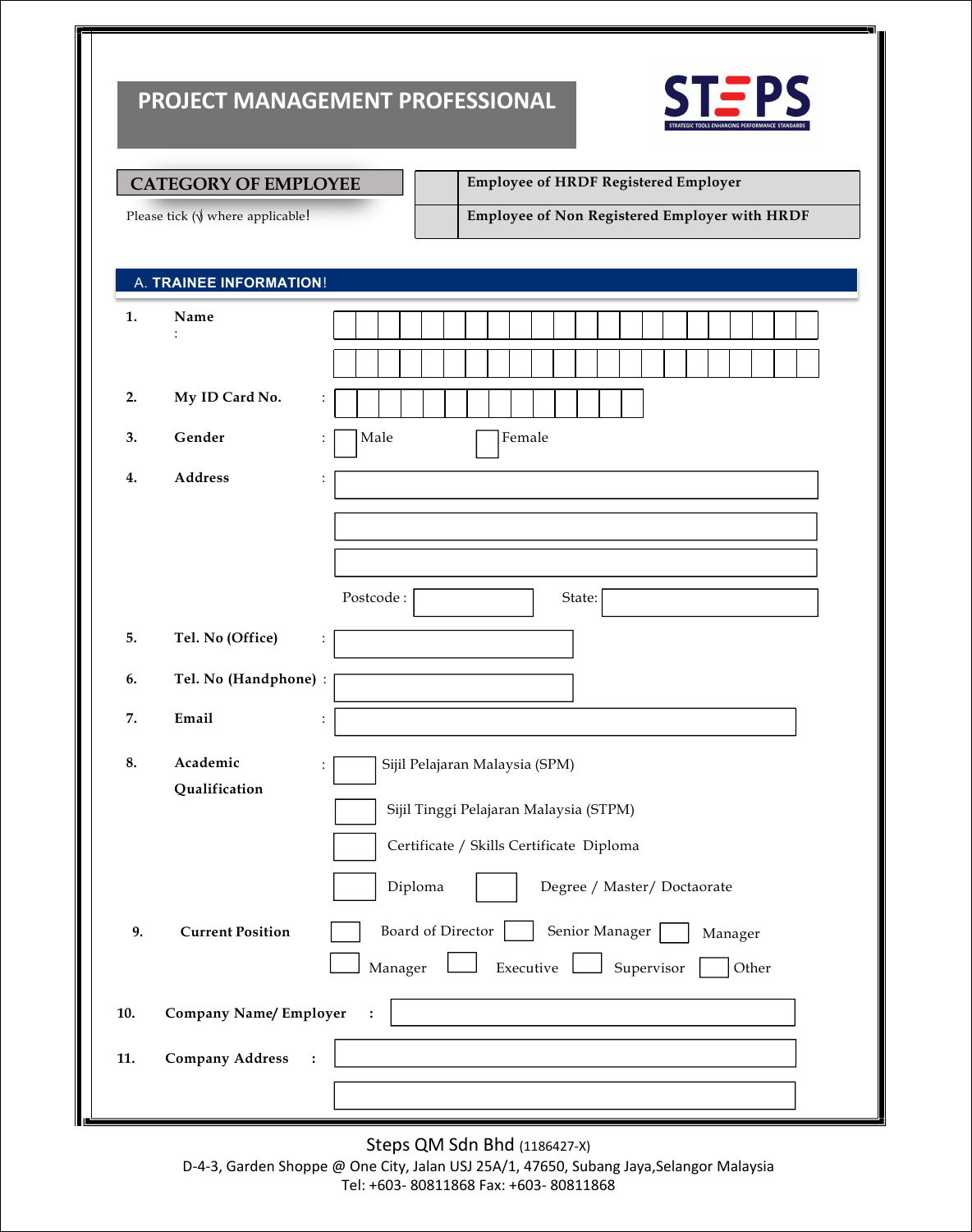# PROJECT MANAGEMENT PROFESSIONAL

STEPS
STRATEGIC TOOLS ENHANCING PERFORMANCE STANDARDS

## CATEGORY OF EMPLOYEE

Please tick (√) where applicable!

| | |
|---|---|
| | **Employee of HRDF Registered Employer** |
| | **Employee of Non Registered Employer with HRDF** |

## A. TRAINEE INFORMATION!

**1. Name** :

**2. My ID Card No.** :

**3. Gender** : ☐ Male ☐ Female

**4. Address** :

Postcode : State:

**5. Tel. No (Office)** :

**6. Tel. No (Handphone)** :

**7. Email** :

**8. Academic Qualification** :

☐ Sijil Pelajaran Malaysia (SPM)

☐ Sijil Tinggi Pelajaran Malaysia (STPM)

☐ Certificate / Skills Certificate Diploma

☐ Diploma ☐ Degree / Master/ Doctaorate

**9. Current Position**

☐ Board of Director ☐ Senior Manager ☐ Manager

☐ Manager ☐ Executive ☐ Supervisor ☐ Other

**10. Company Name/ Employer** :

**11. Company Address** :

Steps QM Sdn Bhd (1186427-X)
D-4-3, Garden Shoppe @ One City, Jalan USJ 25A/1, 47650, Subang Jaya,Selangor Malaysia
Tel: +603- 80811868 Fax: +603- 80811868